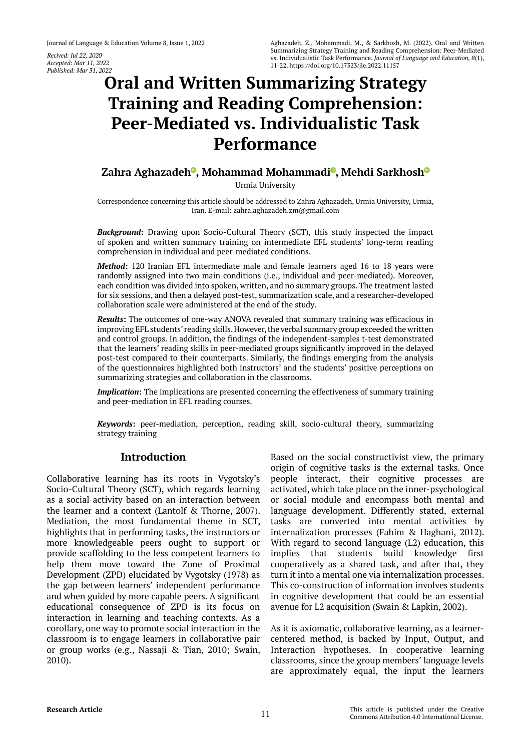Recived: Jul 22, 2020
Accepted: Mar 11, 2022
Published: Mar 31, 2022

Aghazadeh, Z., Mohammadi, M., & Sarkhosh, M. (2022). Oral and Written Summarizing Strategy Training and Reading Comprehension: Peer-Mediated vs. Individualistic Task Performance. *Journal of Language and Education, 8*(1), 11-22. https://doi.org/10.17323/jle.2022.11157

# Oral and Written Summarizing Strategy Training and Reading Comprehension: Peer-Mediated vs. Individualistic Task Performance

**Zahra Aghazadeh, Mohammad Mohammadi, Mehdi Sarkhosh**

Urmia University

Correspondence concerning this article should be addressed to Zahra Aghazadeh, Urmia University, Urmia, Iran. E-mail: zahra.aghazadeh.zm@gmail.com

***Background*:** Drawing upon Socio-Cultural Theory (SCT), this study inspected the impact of spoken and written summary training on intermediate EFL students' long-term reading comprehension in individual and peer-mediated conditions.

***Method*:** 120 Iranian EFL intermediate male and female learners aged 16 to 18 years were randomly assigned into two main conditions (i.e., individual and peer-mediated). Moreover, each condition was divided into spoken, written, and no summary groups. The treatment lasted for six sessions, and then a delayed post-test, summarization scale, and a researcher-developed collaboration scale were administered at the end of the study.

***Results*:** The outcomes of one-way ANOVA revealed that summary training was efficacious in improving EFL students' reading skills. However, the verbal summary group exceeded the written and control groups. In addition, the findings of the independent-samples t-test demonstrated that the learners' reading skills in peer-mediated groups significantly improved in the delayed post-test compared to their counterparts. Similarly, the findings emerging from the analysis of the questionnaires highlighted both instructors' and the students' positive perceptions on summarizing strategies and collaboration in the classrooms.

***Implication*:** The implications are presented concerning the effectiveness of summary training and peer-mediation in EFL reading courses.

***Keywords*:** peer-mediation, perception, reading skill, socio-cultural theory, summarizing strategy training

## Introduction

Collaborative learning has its roots in Vygotsky's Socio-Cultural Theory (SCT), which regards learning as a social activity based on an interaction between the learner and a context (Lantolf & Thorne, 2007). Mediation, the most fundamental theme in SCT, highlights that in performing tasks, the instructors or more knowledgeable peers ought to support or provide scaffolding to the less competent learners to help them move toward the Zone of Proximal Development (ZPD) elucidated by Vygotsky (1978) as the gap between learners' independent performance and when guided by more capable peers. A significant educational consequence of ZPD is its focus on interaction in learning and teaching contexts. As a corollary, one way to promote social interaction in the classroom is to engage learners in collaborative pair or group works (e.g., Nassaji & Tian, 2010; Swain, 2010).

Based on the social constructivist view, the primary origin of cognitive tasks is the external tasks. Once people interact, their cognitive processes are activated, which take place on the inner-psychological or social module and encompass both mental and language development. Differently stated, external tasks are converted into mental activities by internalization processes (Fahim & Haghani, 2012). With regard to second language (L2) education, this implies that students build knowledge first cooperatively as a shared task, and after that, they turn it into a mental one via internalization processes. This co-construction of information involves students in cognitive development that could be an essential avenue for L2 acquisition (Swain & Lapkin, 2002).

As it is axiomatic, collaborative learning, as a learner-centered method, is backed by Input, Output, and Interaction hypotheses. In cooperative learning classrooms, since the group members' language levels are approximately equal, the input the learners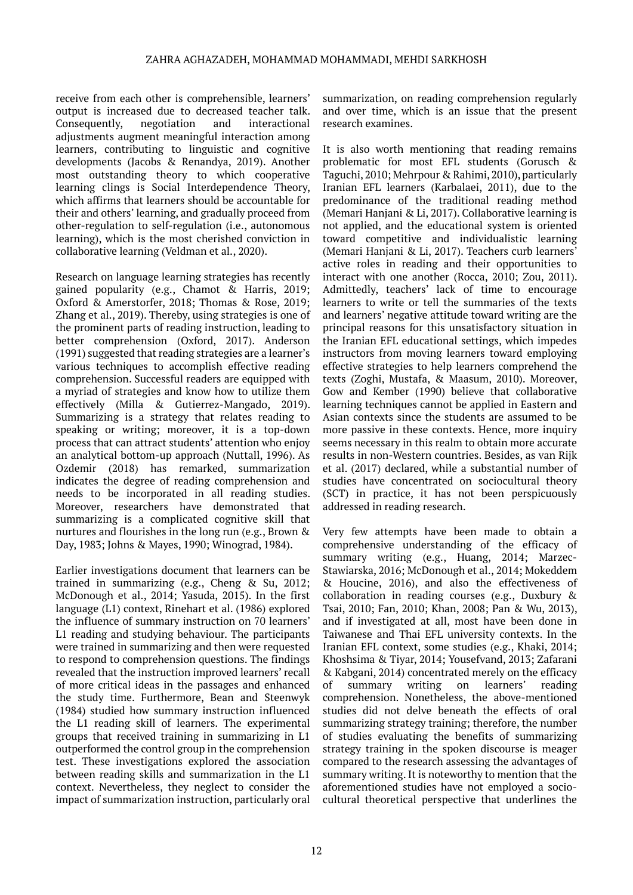receive from each other is comprehensible, learners' output is increased due to decreased teacher talk. Consequently, negotiation and interactional adjustments augment meaningful interaction among learners, contributing to linguistic and cognitive developments (Jacobs & Renandya, 2019). Another most outstanding theory to which cooperative learning clings is Social Interdependence Theory, which affirms that learners should be accountable for their and others' learning, and gradually proceed from other-regulation to self-regulation (i.e., autonomous learning), which is the most cherished conviction in collaborative learning (Veldman et al., 2020).

Research on language learning strategies has recently gained popularity (e.g., Chamot & Harris, 2019; Oxford & Amerstorfer, 2018; Thomas & Rose, 2019; Zhang et al., 2019). Thereby, using strategies is one of the prominent parts of reading instruction, leading to better comprehension (Oxford, 2017). Anderson (1991) suggested that reading strategies are a learner's various techniques to accomplish effective reading comprehension. Successful readers are equipped with a myriad of strategies and know how to utilize them effectively (Milla & Gutierrez-Mangado, 2019). Summarizing is a strategy that relates reading to speaking or writing; moreover, it is a top-down process that can attract students' attention who enjoy an analytical bottom-up approach (Nuttall, 1996). As Ozdemir (2018) has remarked, summarization indicates the degree of reading comprehension and needs to be incorporated in all reading studies. Moreover, researchers have demonstrated that summarizing is a complicated cognitive skill that nurtures and flourishes in the long run (e.g., Brown & Day, 1983; Johns & Mayes, 1990; Winograd, 1984).

Earlier investigations document that learners can be trained in summarizing (e.g., Cheng & Su, 2012; McDonough et al., 2014; Yasuda, 2015). In the first language (L1) context, Rinehart et al. (1986) explored the influence of summary instruction on 70 learners' L1 reading and studying behaviour. The participants were trained in summarizing and then were requested to respond to comprehension questions. The findings revealed that the instruction improved learners' recall of more critical ideas in the passages and enhanced the study time. Furthermore, Bean and Steenwyk (1984) studied how summary instruction influenced the L1 reading skill of learners. The experimental groups that received training in summarizing in L1 outperformed the control group in the comprehension test. These investigations explored the association between reading skills and summarization in the L1 context. Nevertheless, they neglect to consider the impact of summarization instruction, particularly oral summarization, on reading comprehension regularly and over time, which is an issue that the present research examines.

It is also worth mentioning that reading remains problematic for most EFL students (Gorusch & Taguchi, 2010; Mehrpour & Rahimi, 2010), particularly Iranian EFL learners (Karbalaei, 2011), due to the predominance of the traditional reading method (Memari Hanjani & Li, 2017). Collaborative learning is not applied, and the educational system is oriented toward competitive and individualistic learning (Memari Hanjani & Li, 2017). Teachers curb learners' active roles in reading and their opportunities to interact with one another (Rocca, 2010; Zou, 2011). Admittedly, teachers' lack of time to encourage learners to write or tell the summaries of the texts and learners' negative attitude toward writing are the principal reasons for this unsatisfactory situation in the Iranian EFL educational settings, which impedes instructors from moving learners toward employing effective strategies to help learners comprehend the texts (Zoghi, Mustafa, & Maasum, 2010). Moreover, Gow and Kember (1990) believe that collaborative learning techniques cannot be applied in Eastern and Asian contexts since the students are assumed to be more passive in these contexts. Hence, more inquiry seems necessary in this realm to obtain more accurate results in non-Western countries. Besides, as van Rijk et al. (2017) declared, while a substantial number of studies have concentrated on sociocultural theory (SCT) in practice, it has not been perspicuously addressed in reading research.

Very few attempts have been made to obtain a comprehensive understanding of the efficacy of summary writing (e.g., Huang, 2014; Marzec-Stawiarska, 2016; McDonough et al., 2014; Mokeddem & Houcine, 2016), and also the effectiveness of collaboration in reading courses (e.g., Duxbury & Tsai, 2010; Fan, 2010; Khan, 2008; Pan & Wu, 2013), and if investigated at all, most have been done in Taiwanese and Thai EFL university contexts. In the Iranian EFL context, some studies (e.g., Khaki, 2014; Khoshsima & Tiyar, 2014; Yousefvand, 2013; Zafarani & Kabgani, 2014) concentrated merely on the efficacy of summary writing on learners' reading comprehension. Nonetheless, the above-mentioned studies did not delve beneath the effects of oral summarizing strategy training; therefore, the number of studies evaluating the benefits of summarizing strategy training in the spoken discourse is meager compared to the research assessing the advantages of summary writing. It is noteworthy to mention that the aforementioned studies have not employed a socio-cultural theoretical perspective that underlines the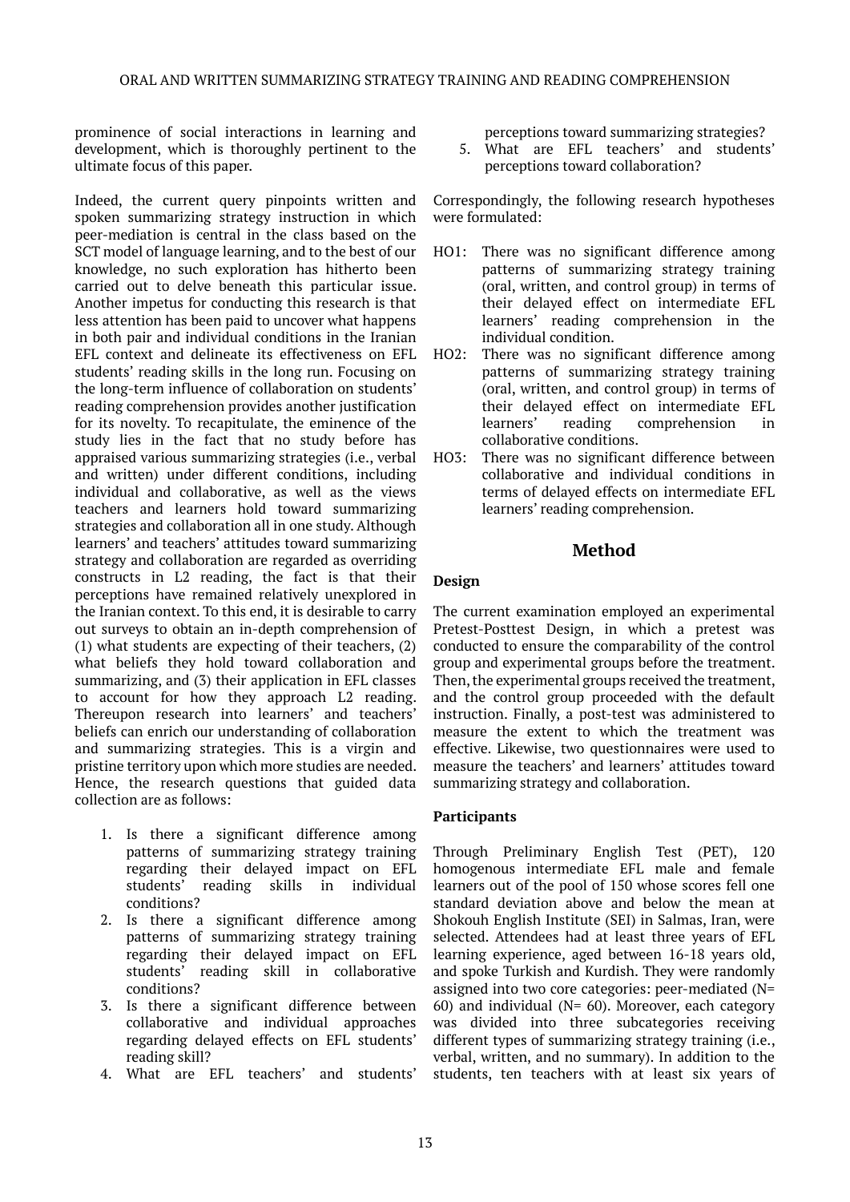prominence of social interactions in learning and development, which is thoroughly pertinent to the ultimate focus of this paper.

Indeed, the current query pinpoints written and spoken summarizing strategy instruction in which peer-mediation is central in the class based on the SCT model of language learning, and to the best of our knowledge, no such exploration has hitherto been carried out to delve beneath this particular issue. Another impetus for conducting this research is that less attention has been paid to uncover what happens in both pair and individual conditions in the Iranian EFL context and delineate its effectiveness on EFL students' reading skills in the long run. Focusing on the long-term influence of collaboration on students' reading comprehension provides another justification for its novelty. To recapitulate, the eminence of the study lies in the fact that no study before has appraised various summarizing strategies (i.e., verbal and written) under different conditions, including individual and collaborative, as well as the views teachers and learners hold toward summarizing strategies and collaboration all in one study. Although learners' and teachers' attitudes toward summarizing strategy and collaboration are regarded as overriding constructs in L2 reading, the fact is that their perceptions have remained relatively unexplored in the Iranian context. To this end, it is desirable to carry out surveys to obtain an in-depth comprehension of (1) what students are expecting of their teachers, (2) what beliefs they hold toward collaboration and summarizing, and (3) their application in EFL classes to account for how they approach L2 reading. Thereupon research into learners' and teachers' beliefs can enrich our understanding of collaboration and summarizing strategies. This is a virgin and pristine territory upon which more studies are needed. Hence, the research questions that guided data collection are as follows:

1. Is there a significant difference among patterns of summarizing strategy training regarding their delayed impact on EFL students' reading skills in individual conditions?
2. Is there a significant difference among patterns of summarizing strategy training regarding their delayed impact on EFL students' reading skill in collaborative conditions?
3. Is there a significant difference between collaborative and individual approaches regarding delayed effects on EFL students' reading skill?
4. What are EFL teachers' and students' perceptions toward summarizing strategies?
5. What are EFL teachers' and students' perceptions toward collaboration?

Correspondingly, the following research hypotheses were formulated:

HO1: There was no significant difference among patterns of summarizing strategy training (oral, written, and control group) in terms of their delayed effect on intermediate EFL learners' reading comprehension in the individual condition.

HO2: There was no significant difference among patterns of summarizing strategy training (oral, written, and control group) in terms of their delayed effect on intermediate EFL learners' reading comprehension in collaborative conditions.

HO3: There was no significant difference between collaborative and individual conditions in terms of delayed effects on intermediate EFL learners' reading comprehension.

## Method

### Design

The current examination employed an experimental Pretest-Posttest Design, in which a pretest was conducted to ensure the comparability of the control group and experimental groups before the treatment. Then, the experimental groups received the treatment, and the control group proceeded with the default instruction. Finally, a post-test was administered to measure the extent to which the treatment was effective. Likewise, two questionnaires were used to measure the teachers' and learners' attitudes toward summarizing strategy and collaboration.

### Participants

Through Preliminary English Test (PET), 120 homogenous intermediate EFL male and female learners out of the pool of 150 whose scores fell one standard deviation above and below the mean at Shokouh English Institute (SEI) in Salmas, Iran, were selected. Attendees had at least three years of EFL learning experience, aged between 16-18 years old, and spoke Turkish and Kurdish. They were randomly assigned into two core categories: peer-mediated (N= 60) and individual (N= 60). Moreover, each category was divided into three subcategories receiving different types of summarizing strategy training (i.e., verbal, written, and no summary). In addition to the students, ten teachers with at least six years of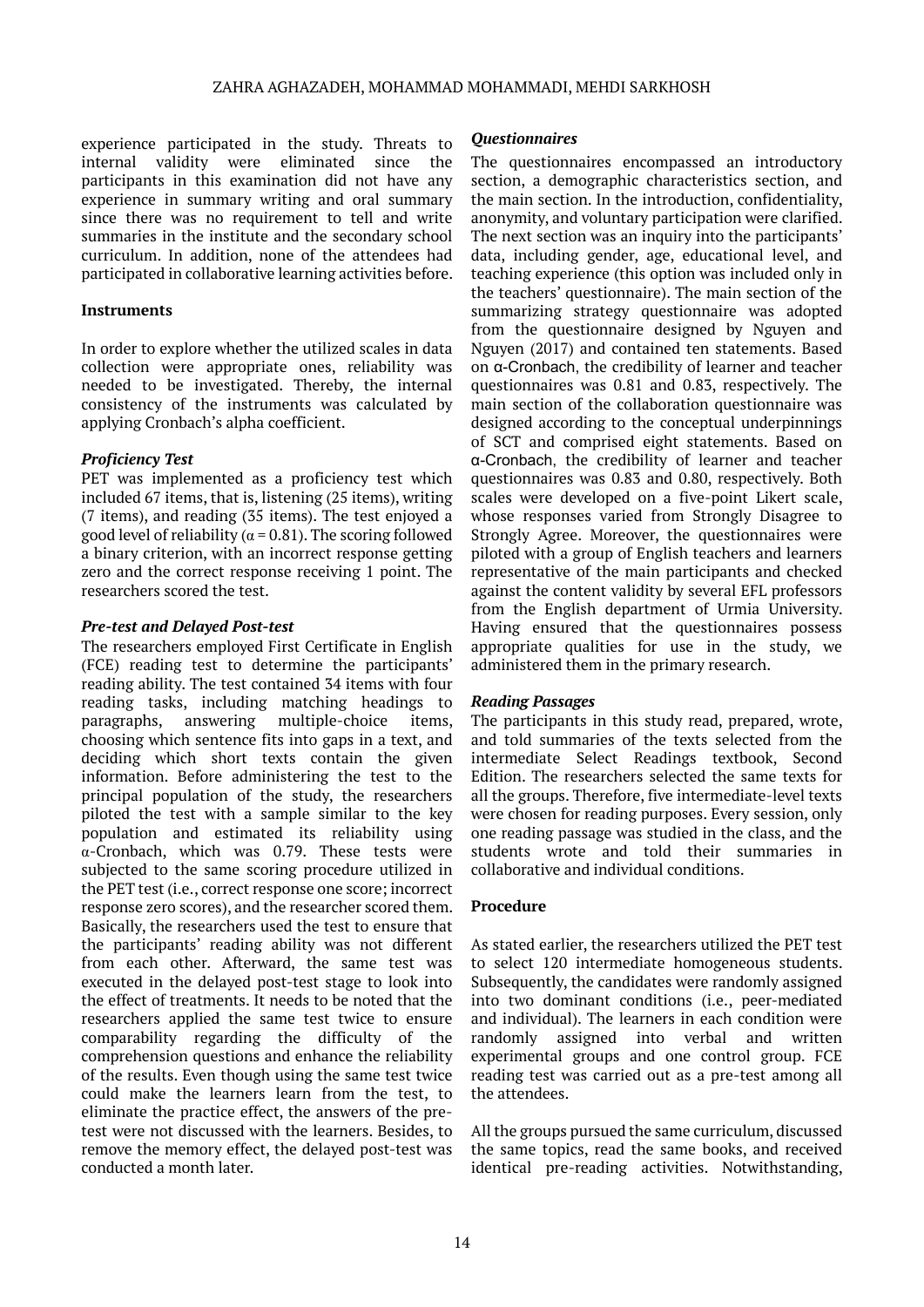experience participated in the study. Threats to internal validity were eliminated since the participants in this examination did not have any experience in summary writing and oral summary since there was no requirement to tell and write summaries in the institute and the secondary school curriculum. In addition, none of the attendees had participated in collaborative learning activities before.

**Instruments**

In order to explore whether the utilized scales in data collection were appropriate ones, reliability was needed to be investigated. Thereby, the internal consistency of the instruments was calculated by applying Cronbach's alpha coefficient.

***Proficiency Test***

PET was implemented as a proficiency test which included 67 items, that is, listening (25 items), writing (7 items), and reading (35 items). The test enjoyed a good level of reliability ($\alpha = 0.81$). The scoring followed a binary criterion, with an incorrect response getting zero and the correct response receiving 1 point. The researchers scored the test.

***Pre-test and Delayed Post-test***

The researchers employed First Certificate in English (FCE) reading test to determine the participants' reading ability. The test contained 34 items with four reading tasks, including matching headings to paragraphs, answering multiple-choice items, choosing which sentence fits into gaps in a text, and deciding which short texts contain the given information. Before administering the test to the principal population of the study, the researchers piloted the test with a sample similar to the key population and estimated its reliability using α-Cronbach, which was 0.79. These tests were subjected to the same scoring procedure utilized in the PET test (i.e., correct response one score; incorrect response zero scores), and the researcher scored them. Basically, the researchers used the test to ensure that the participants' reading ability was not different from each other. Afterward, the same test was executed in the delayed post-test stage to look into the effect of treatments. It needs to be noted that the researchers applied the same test twice to ensure comparability regarding the difficulty of the comprehension questions and enhance the reliability of the results. Even though using the same test twice could make the learners learn from the test, to eliminate the practice effect, the answers of the pre-test were not discussed with the learners. Besides, to remove the memory effect, the delayed post-test was conducted a month later.

***Questionnaires***

The questionnaires encompassed an introductory section, a demographic characteristics section, and the main section. In the introduction, confidentiality, anonymity, and voluntary participation were clarified. The next section was an inquiry into the participants' data, including gender, age, educational level, and teaching experience (this option was included only in the teachers' questionnaire). The main section of the summarizing strategy questionnaire was adopted from the questionnaire designed by Nguyen and Nguyen (2017) and contained ten statements. Based on α-Cronbach, the credibility of learner and teacher questionnaires was 0.81 and 0.83, respectively. The main section of the collaboration questionnaire was designed according to the conceptual underpinnings of SCT and comprised eight statements. Based on α-Cronbach, the credibility of learner and teacher questionnaires was 0.83 and 0.80, respectively. Both scales were developed on a five-point Likert scale, whose responses varied from Strongly Disagree to Strongly Agree. Moreover, the questionnaires were piloted with a group of English teachers and learners representative of the main participants and checked against the content validity by several EFL professors from the English department of Urmia University. Having ensured that the questionnaires possess appropriate qualities for use in the study, we administered them in the primary research.

***Reading Passages***

The participants in this study read, prepared, wrote, and told summaries of the texts selected from the intermediate Select Readings textbook, Second Edition. The researchers selected the same texts for all the groups. Therefore, five intermediate-level texts were chosen for reading purposes. Every session, only one reading passage was studied in the class, and the students wrote and told their summaries in collaborative and individual conditions.

**Procedure**

As stated earlier, the researchers utilized the PET test to select 120 intermediate homogeneous students. Subsequently, the candidates were randomly assigned into two dominant conditions (i.e., peer-mediated and individual). The learners in each condition were randomly assigned into verbal and written experimental groups and one control group. FCE reading test was carried out as a pre-test among all the attendees.

All the groups pursued the same curriculum, discussed the same topics, read the same books, and received identical pre-reading activities. Notwithstanding,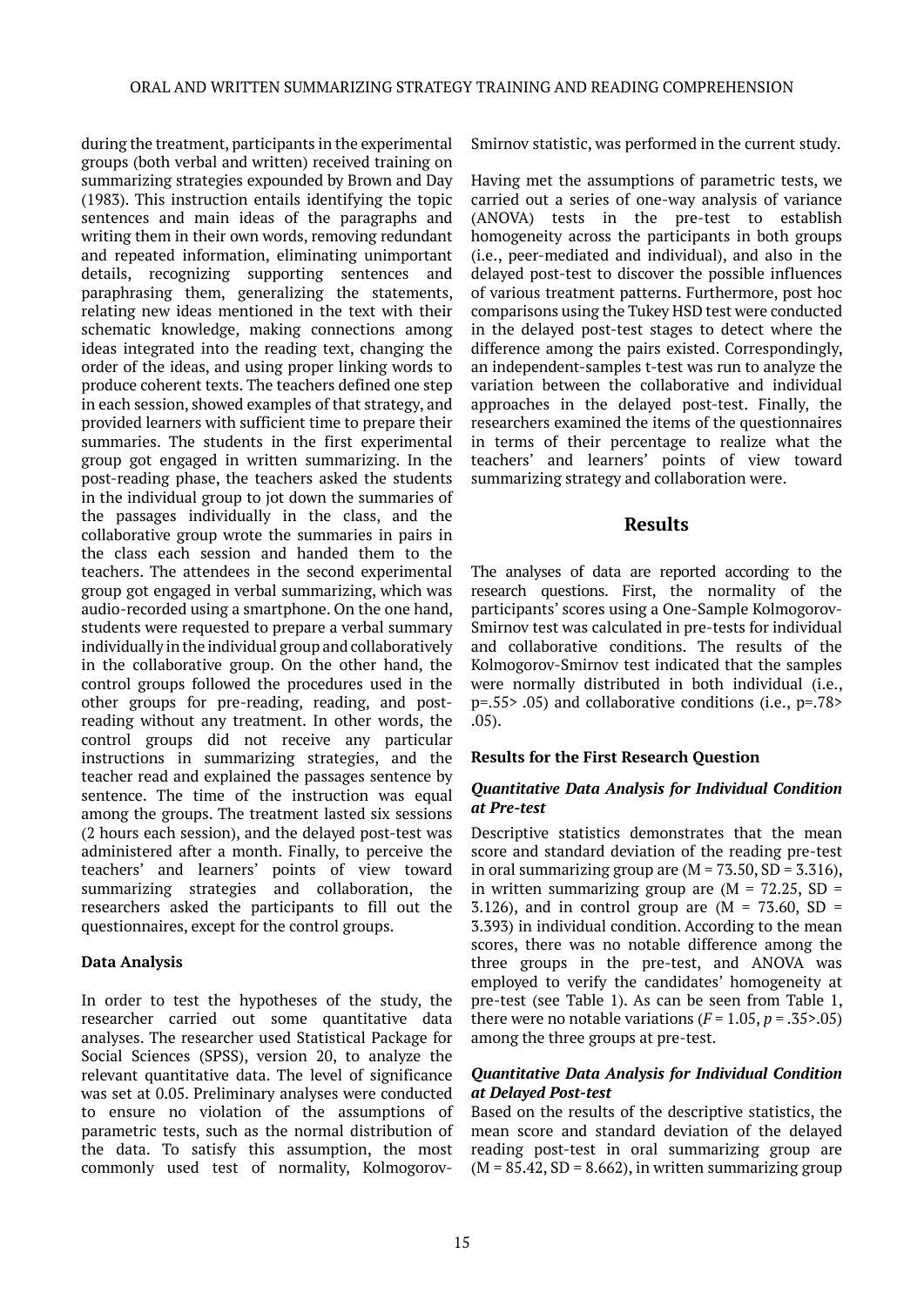during the treatment, participants in the experimental groups (both verbal and written) received training on summarizing strategies expounded by Brown and Day (1983). This instruction entails identifying the topic sentences and main ideas of the paragraphs and writing them in their own words, removing redundant and repeated information, eliminating unimportant details, recognizing supporting sentences and paraphrasing them, generalizing the statements, relating new ideas mentioned in the text with their schematic knowledge, making connections among ideas integrated into the reading text, changing the order of the ideas, and using proper linking words to produce coherent texts. The teachers defined one step in each session, showed examples of that strategy, and provided learners with sufficient time to prepare their summaries. The students in the first experimental group got engaged in written summarizing. In the post-reading phase, the teachers asked the students in the individual group to jot down the summaries of the passages individually in the class, and the collaborative group wrote the summaries in pairs in the class each session and handed them to the teachers. The attendees in the second experimental group got engaged in verbal summarizing, which was audio-recorded using a smartphone. On the one hand, students were requested to prepare a verbal summary individually in the individual group and collaboratively in the collaborative group. On the other hand, the control groups followed the procedures used in the other groups for pre-reading, reading, and post-reading without any treatment. In other words, the control groups did not receive any particular instructions in summarizing strategies, and the teacher read and explained the passages sentence by sentence. The time of the instruction was equal among the groups. The treatment lasted six sessions (2 hours each session), and the delayed post-test was administered after a month. Finally, to perceive the teachers' and learners' points of view toward summarizing strategies and collaboration, the researchers asked the participants to fill out the questionnaires, except for the control groups.

### Data Analysis

In order to test the hypotheses of the study, the researcher carried out some quantitative data analyses. The researcher used Statistical Package for Social Sciences (SPSS), version 20, to analyze the relevant quantitative data. The level of significance was set at 0.05. Preliminary analyses were conducted to ensure no violation of the assumptions of parametric tests, such as the normal distribution of the data. To satisfy this assumption, the most commonly used test of normality, Kolmogorov-Smirnov statistic, was performed in the current study.

Having met the assumptions of parametric tests, we carried out a series of one-way analysis of variance (ANOVA) tests in the pre-test to establish homogeneity across the participants in both groups (i.e., peer-mediated and individual), and also in the delayed post-test to discover the possible influences of various treatment patterns. Furthermore, post hoc comparisons using the Tukey HSD test were conducted in the delayed post-test stages to detect where the difference among the pairs existed. Correspondingly, an independent-samples t-test was run to analyze the variation between the collaborative and individual approaches in the delayed post-test. Finally, the researchers examined the items of the questionnaires in terms of their percentage to realize what the teachers' and learners' points of view toward summarizing strategy and collaboration were.

## Results

The analyses of data are reported according to the research questions. First, the normality of the participants' scores using a One-Sample Kolmogorov-Smirnov test was calculated in pre-tests for individual and collaborative conditions. The results of the Kolmogorov-Smirnov test indicated that the samples were normally distributed in both individual (i.e., $p=.55> .05$) and collaborative conditions (i.e., $p=.78> .05$).

### Results for the First Research Question

#### *Quantitative Data Analysis for Individual Condition at Pre-test*

Descriptive statistics demonstrates that the mean score and standard deviation of the reading pre-test in oral summarizing group are ($M = 73.50$, $SD = 3.316$), in written summarizing group are ($M = 72.25$, $SD = 3.126$), and in control group are ($M = 73.60$, $SD = 3.393$) in individual condition. According to the mean scores, there was no notable difference among the three groups in the pre-test, and ANOVA was employed to verify the candidates' homogeneity at pre-test (see Table 1). As can be seen from Table 1, there were no notable variations ($F = 1.05$, $p = .35>.05$) among the three groups at pre-test.

#### *Quantitative Data Analysis for Individual Condition at Delayed Post-test*

Based on the results of the descriptive statistics, the mean score and standard deviation of the delayed reading post-test in oral summarizing group are ($M = 85.42$, $SD = 8.662$), in written summarizing group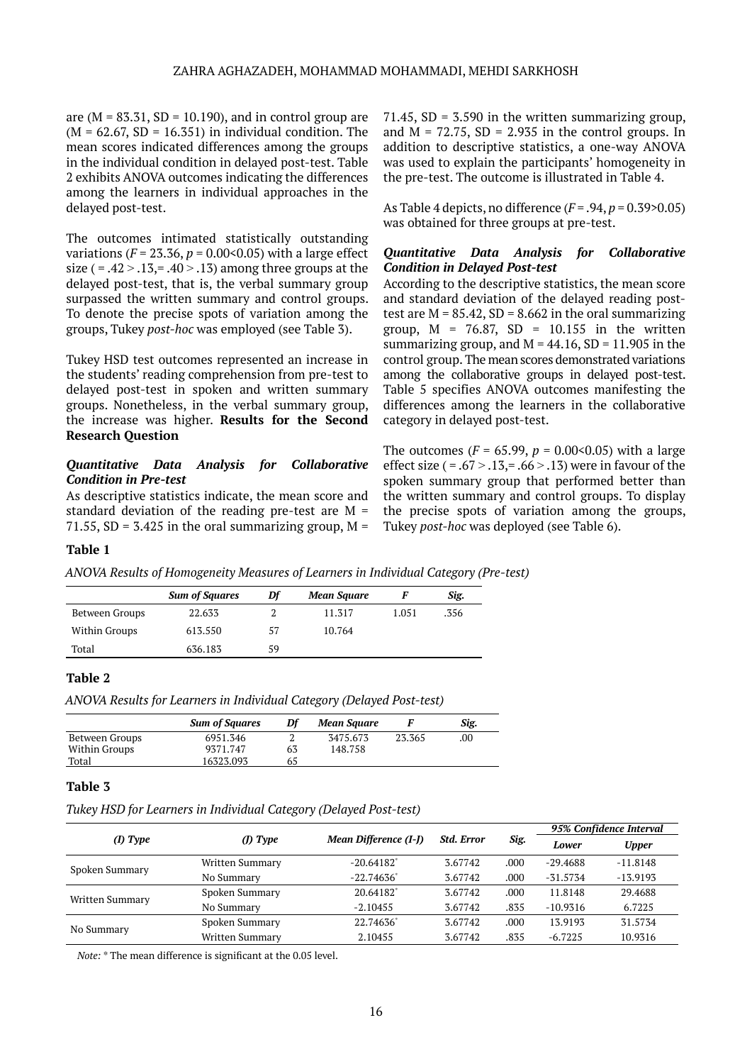are (M = 83.31, SD = 10.190), and in control group are (M = 62.67, SD = 16.351) in individual condition. The mean scores indicated differences among the groups in the individual condition in delayed post-test. Table 2 exhibits ANOVA outcomes indicating the differences among the learners in individual approaches in the delayed post-test.

The outcomes intimated statistically outstanding variations ($F$ = 23.36, $p$ = 0.00<0.05) with a large effect size ( = .42 > .13,= .40 > .13) among three groups at the delayed post-test, that is, the verbal summary group surpassed the written summary and control groups. To denote the precise spots of variation among the groups, Tukey *post-hoc* was employed (see Table 3).

Tukey HSD test outcomes represented an increase in the students' reading comprehension from pre-test to delayed post-test in spoken and written summary groups. Nonetheless, in the verbal summary group, the increase was higher. **Results for the Second Research Question**

### *Quantitative Data Analysis for Collaborative Condition in Pre-test*

As descriptive statistics indicate, the mean score and standard deviation of the reading pre-test are M = 71.55, SD = 3.425 in the oral summarizing group, M = 71.45, SD = 3.590 in the written summarizing group, and M = 72.75, SD = 2.935 in the control groups. In addition to descriptive statistics, a one-way ANOVA was used to explain the participants' homogeneity in the pre-test. The outcome is illustrated in Table 4.

As Table 4 depicts, no difference ($F$ = .94, $p$ = 0.39>0.05) was obtained for three groups at pre-test.

### *Quantitative Data Analysis for Collaborative Condition in Delayed Post-test*

According to the descriptive statistics, the mean score and standard deviation of the delayed reading post-test are M = 85.42, SD = 8.662 in the oral summarizing group, M = 76.87, SD = 10.155 in the written summarizing group, and M = 44.16, SD = 11.905 in the control group. The mean scores demonstrated variations among the collaborative groups in delayed post-test. Table 5 specifies ANOVA outcomes manifesting the differences among the learners in the collaborative category in delayed post-test.

The outcomes ($F$ = 65.99, $p$ = 0.00<0.05) with a large effect size ( = .67 > .13,= .66 > .13) were in favour of the spoken summary group that performed better than the written summary and control groups. To display the precise spots of variation among the groups, Tukey *post-hoc* was deployed (see Table 6).

**Table 1**

*ANOVA Results of Homogeneity Measures of Learners in Individual Category (Pre-test)*

| | *Sum of Squares* | *Df* | *Mean Square* | *F* | *Sig.* |
|---|---|---|---|---|---|
| Between Groups | 22.633 | 2 | 11.317 | 1.051 | .356 |
| Within Groups | 613.550 | 57 | 10.764 | | |
| Total | 636.183 | 59 | | | |

**Table 2**

*ANOVA Results for Learners in Individual Category (Delayed Post-test)*

| | *Sum of Squares* | *Df* | *Mean Square* | *F* | *Sig.* |
|---|---|---|---|---|---|
| Between Groups | 6951.346 | 2 | 3475.673 | 23.365 | .00 |
| Within Groups | 9371.747 | 63 | 148.758 | | |
| Total | 16323.093 | 65 | | | |

**Table 3**

*Tukey HSD for Learners in Individual Category (Delayed Post-test)*

| *(I) Type* | *(J) Type* | *Mean Difference (I-J)* | *Std. Error* | *Sig.* | *95% Confidence Interval* | |
|---|---|---|---|---|---|---|
| | | | | | *Lower* | *Upper* |
| Spoken Summary | Written Summary | -20.64182* | 3.67742 | .000 | -29.4688 | -11.8148 |
| | No Summary | -22.74636* | 3.67742 | .000 | -31.5734 | -13.9193 |
| Written Summary | Spoken Summary | 20.64182* | 3.67742 | .000 | 11.8148 | 29.4688 |
| | No Summary | -2.10455 | 3.67742 | .835 | -10.9316 | 6.7225 |
| No Summary | Spoken Summary | 22.74636* | 3.67742 | .000 | 13.9193 | 31.5734 |
| | Written Summary | 2.10455 | 3.67742 | .835 | -6.7225 | 10.9316 |

*Note:* * The mean difference is significant at the 0.05 level.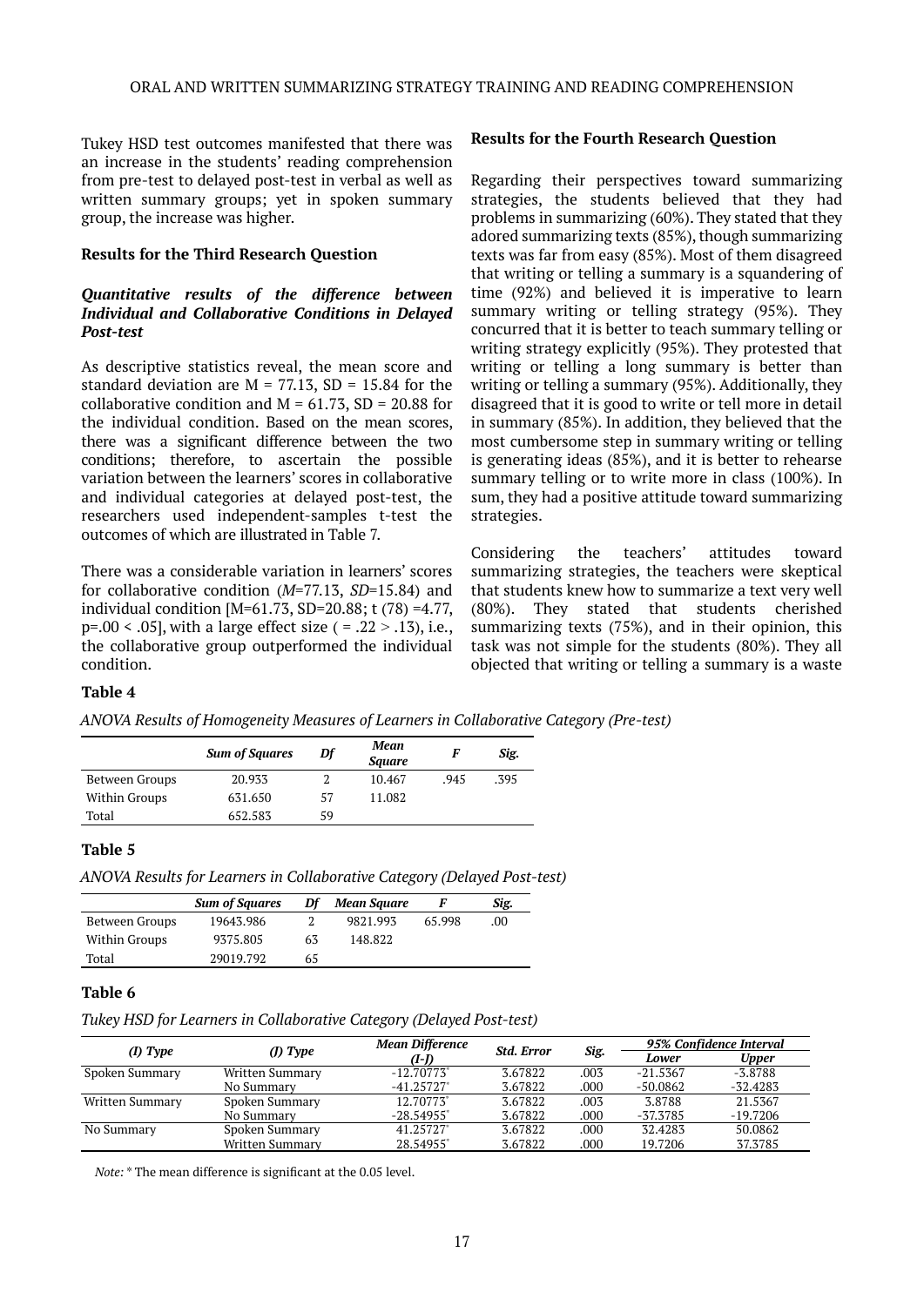Tukey HSD test outcomes manifested that there was an increase in the students' reading comprehension from pre-test to delayed post-test in verbal as well as written summary groups; yet in spoken summary group, the increase was higher.

**Results for the Third Research Question**

***Quantitative results of the difference between Individual and Collaborative Conditions in Delayed Post-test***

As descriptive statistics reveal, the mean score and standard deviation are M = 77.13, SD = 15.84 for the collaborative condition and M = 61.73, SD = 20.88 for the individual condition. Based on the mean scores, there was a significant difference between the two conditions; therefore, to ascertain the possible variation between the learners' scores in collaborative and individual categories at delayed post-test, the researchers used independent-samples t-test the outcomes of which are illustrated in Table 7.

There was a considerable variation in learners' scores for collaborative condition (*M*=77.13, *SD*=15.84) and individual condition [M=61.73, SD=20.88; t (78) =4.77, p=.00 < .05], with a large effect size ( = .22 > .13), i.e., the collaborative group outperformed the individual condition.

**Results for the Fourth Research Question**

Regarding their perspectives toward summarizing strategies, the students believed that they had problems in summarizing (60%). They stated that they adored summarizing texts (85%), though summarizing texts was far from easy (85%). Most of them disagreed that writing or telling a summary is a squandering of time (92%) and believed it is imperative to learn summary writing or telling strategy (95%). They concurred that it is better to teach summary telling or writing strategy explicitly (95%). They protested that writing or telling a long summary is better than writing or telling a summary (95%). Additionally, they disagreed that it is good to write or tell more in detail in summary (85%). In addition, they believed that the most cumbersome step in summary writing or telling is generating ideas (85%), and it is better to rehearse summary telling or to write more in class (100%). In sum, they had a positive attitude toward summarizing strategies.

Considering the teachers' attitudes toward summarizing strategies, the teachers were skeptical that students knew how to summarize a text very well (80%). They stated that students cherished summarizing texts (75%), and in their opinion, this task was not simple for the students (80%). They all objected that writing or telling a summary is a waste

**Table 4**

*ANOVA Results of Homogeneity Measures of Learners in Collaborative Category (Pre-test)*

| | Sum of Squares | Df | Mean Square | F | Sig. |
|---|---|---|---|---|---|
| Between Groups | 20.933 | 2 | 10.467 | .945 | .395 |
| Within Groups | 631.650 | 57 | 11.082 | | |
| Total | 652.583 | 59 | | | |

**Table 5**

*ANOVA Results for Learners in Collaborative Category (Delayed Post-test)*

| | Sum of Squares | Df | Mean Square | F | Sig. |
|---|---|---|---|---|---|
| Between Groups | 19643.986 | 2 | 9821.993 | 65.998 | .00 |
| Within Groups | 9375.805 | 63 | 148.822 | | |
| Total | 29019.792 | 65 | | | |

**Table 6**

*Tukey HSD for Learners in Collaborative Category (Delayed Post-test)*

| (I) Type | (J) Type | Mean Difference (I-J) | Std. Error | Sig. | 95% Confidence Interval | |
|---|---|---|---|---|---|---|
| | | | | | Lower | Upper |
| Spoken Summary | Written Summary | -12.70773* | 3.67822 | .003 | -21.5367 | -3.8788 |
| | No Summary | -41.25727* | 3.67822 | .000 | -50.0862 | -32.4283 |
| Written Summary | Spoken Summary | 12.70773* | 3.67822 | .003 | 3.8788 | 21.5367 |
| | No Summary | -28.54955* | 3.67822 | .000 | -37.3785 | -19.7206 |
| No Summary | Spoken Summary | 41.25727* | 3.67822 | .000 | 32.4283 | 50.0862 |
| | Written Summary | 28.54955* | 3.67822 | .000 | 19.7206 | 37.3785 |

*Note:* * The mean difference is significant at the 0.05 level.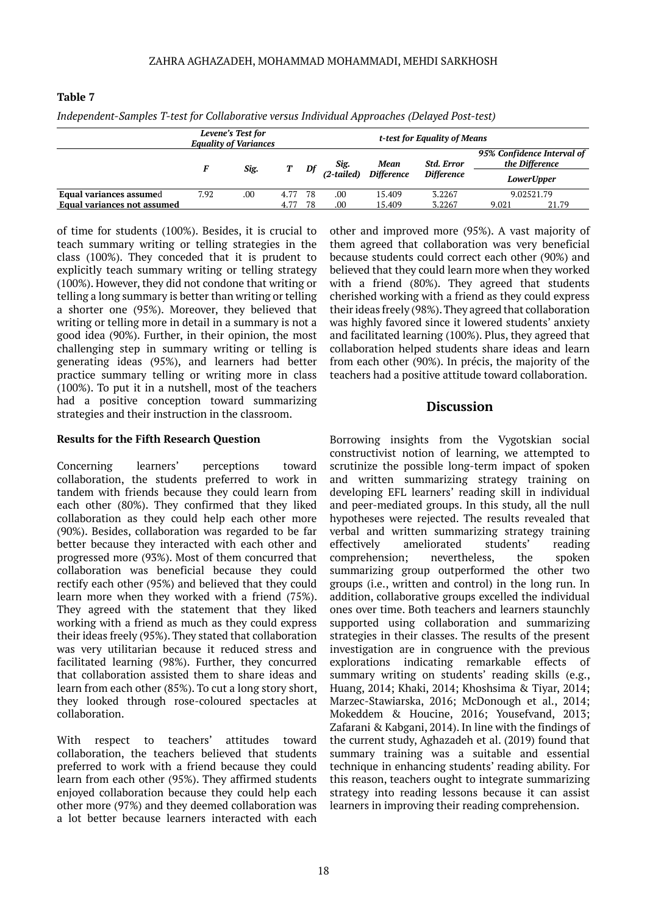**Table 7**

*Independent-Samples T-test for Collaborative versus Individual Approaches (Delayed Post-test)*

| | *Levene's Test for Equality of Variances* | | *t-test for Equality of Means* | | | | | | |
|---|---|---|---|---|---|---|---|---|---|
| | | | | | | | | *95% Confidence Interval of the Difference* | |
| | *F* | *Sig.* | *T* | *Df* | *Sig. (2-tailed)* | *Mean Difference* | *Std. Error Difference* | *Lower* | *Upper* |
| **Equal variances assume**d | 7.92 | .00 | 4.77 | 78 | .00 | 15.409 | 3.2267 | 9.025 | 21.79 |
| **Equal variances not assumed** | | | 4.77 | 78 | .00 | 15.409 | 3.2267 | 9.021 | 21.79 |

of time for students (100%). Besides, it is crucial to teach summary writing or telling strategies in the class (100%). They conceded that it is prudent to explicitly teach summary writing or telling strategy (100%). However, they did not condone that writing or telling a long summary is better than writing or telling a shorter one (95%). Moreover, they believed that writing or telling more in detail in a summary is not a good idea (90%). Further, in their opinion, the most challenging step in summary writing or telling is generating ideas (95%), and learners had better practice summary telling or writing more in class (100%). To put it in a nutshell, most of the teachers had a positive conception toward summarizing strategies and their instruction in the classroom.

### Results for the Fifth Research Question

Concerning learners' perceptions toward collaboration, the students preferred to work in tandem with friends because they could learn from each other (80%). They confirmed that they liked collaboration as they could help each other more (90%). Besides, collaboration was regarded to be far better because they interacted with each other and progressed more (93%). Most of them concurred that collaboration was beneficial because they could rectify each other (95%) and believed that they could learn more when they worked with a friend (75%). They agreed with the statement that they liked working with a friend as much as they could express their ideas freely (95%). They stated that collaboration was very utilitarian because it reduced stress and facilitated learning (98%). Further, they concurred that collaboration assisted them to share ideas and learn from each other (85%). To cut a long story short, they looked through rose-coloured spectacles at collaboration.

With respect to teachers' attitudes toward collaboration, the teachers believed that students preferred to work with a friend because they could learn from each other (95%). They affirmed students enjoyed collaboration because they could help each other more (97%) and they deemed collaboration was a lot better because learners interacted with each other and improved more (95%). A vast majority of them agreed that collaboration was very beneficial because students could correct each other (90%) and believed that they could learn more when they worked with a friend (80%). They agreed that students cherished working with a friend as they could express their ideas freely (98%). They agreed that collaboration was highly favored since it lowered students' anxiety and facilitated learning (100%). Plus, they agreed that collaboration helped students share ideas and learn from each other (90%). In précis, the majority of the teachers had a positive attitude toward collaboration.

## Discussion

Borrowing insights from the Vygotskian social constructivist notion of learning, we attempted to scrutinize the possible long-term impact of spoken and written summarizing strategy training on developing EFL learners' reading skill in individual and peer-mediated groups. In this study, all the null hypotheses were rejected. The results revealed that verbal and written summarizing strategy training effectively ameliorated students' reading comprehension; nevertheless, the spoken summarizing group outperformed the other two groups (i.e., written and control) in the long run. In addition, collaborative groups excelled the individual ones over time. Both teachers and learners staunchly supported using collaboration and summarizing strategies in their classes. The results of the present investigation are in congruence with the previous explorations indicating remarkable effects of summary writing on students' reading skills (e.g., Huang, 2014; Khaki, 2014; Khoshsima & Tiyar, 2014; Marzec-Stawiarska, 2016; McDonough et al., 2014; Mokeddem & Houcine, 2016; Yousefvand, 2013; Zafarani & Kabgani, 2014). In line with the findings of the current study, Aghazadeh et al. (2019) found that summary training was a suitable and essential technique in enhancing students' reading ability. For this reason, teachers ought to integrate summarizing strategy into reading lessons because it can assist learners in improving their reading comprehension.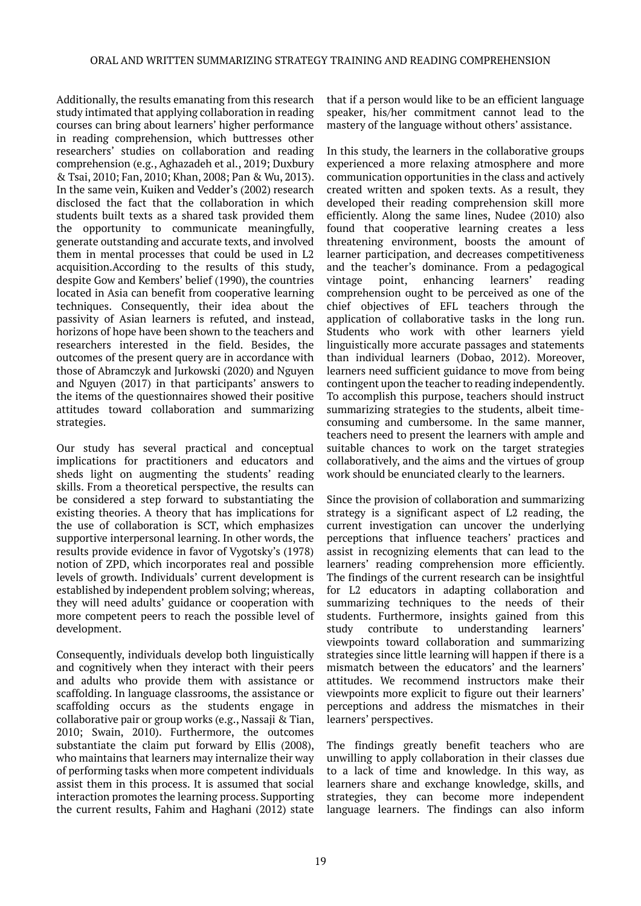Additionally, the results emanating from this research study intimated that applying collaboration in reading courses can bring about learners' higher performance in reading comprehension, which buttresses other researchers' studies on collaboration and reading comprehension (e.g., Aghazadeh et al., 2019; Duxbury & Tsai, 2010; Fan, 2010; Khan, 2008; Pan & Wu, 2013). In the same vein, Kuiken and Vedder's (2002) research disclosed the fact that the collaboration in which students built texts as a shared task provided them the opportunity to communicate meaningfully, generate outstanding and accurate texts, and involved them in mental processes that could be used in L2 acquisition.According to the results of this study, despite Gow and Kembers' belief (1990), the countries located in Asia can benefit from cooperative learning techniques. Consequently, their idea about the passivity of Asian learners is refuted, and instead, horizons of hope have been shown to the teachers and researchers interested in the field. Besides, the outcomes of the present query are in accordance with those of Abramczyk and Jurkowski (2020) and Nguyen and Nguyen (2017) in that participants' answers to the items of the questionnaires showed their positive attitudes toward collaboration and summarizing strategies.

Our study has several practical and conceptual implications for practitioners and educators and sheds light on augmenting the students' reading skills. From a theoretical perspective, the results can be considered a step forward to substantiating the existing theories. A theory that has implications for the use of collaboration is SCT, which emphasizes supportive interpersonal learning. In other words, the results provide evidence in favor of Vygotsky's (1978) notion of ZPD, which incorporates real and possible levels of growth. Individuals' current development is established by independent problem solving; whereas, they will need adults' guidance or cooperation with more competent peers to reach the possible level of development.

Consequently, individuals develop both linguistically and cognitively when they interact with their peers and adults who provide them with assistance or scaffolding. In language classrooms, the assistance or scaffolding occurs as the students engage in collaborative pair or group works (e.g., Nassaji & Tian, 2010; Swain, 2010). Furthermore, the outcomes substantiate the claim put forward by Ellis (2008), who maintains that learners may internalize their way of performing tasks when more competent individuals assist them in this process. It is assumed that social interaction promotes the learning process. Supporting the current results, Fahim and Haghani (2012) state that if a person would like to be an efficient language speaker, his/her commitment cannot lead to the mastery of the language without others' assistance.

In this study, the learners in the collaborative groups experienced a more relaxing atmosphere and more communication opportunities in the class and actively created written and spoken texts. As a result, they developed their reading comprehension skill more efficiently. Along the same lines, Nudee (2010) also found that cooperative learning creates a less threatening environment, boosts the amount of learner participation, and decreases competitiveness and the teacher's dominance. From a pedagogical vintage point, enhancing learners' reading comprehension ought to be perceived as one of the chief objectives of EFL teachers through the application of collaborative tasks in the long run. Students who work with other learners yield linguistically more accurate passages and statements than individual learners (Dobao, 2012). Moreover, learners need sufficient guidance to move from being contingent upon the teacher to reading independently. To accomplish this purpose, teachers should instruct summarizing strategies to the students, albeit time-consuming and cumbersome. In the same manner, teachers need to present the learners with ample and suitable chances to work on the target strategies collaboratively, and the aims and the virtues of group work should be enunciated clearly to the learners.

Since the provision of collaboration and summarizing strategy is a significant aspect of L2 reading, the current investigation can uncover the underlying perceptions that influence teachers' practices and assist in recognizing elements that can lead to the learners' reading comprehension more efficiently. The findings of the current research can be insightful for L2 educators in adapting collaboration and summarizing techniques to the needs of their students. Furthermore, insights gained from this study contribute to understanding learners' viewpoints toward collaboration and summarizing strategies since little learning will happen if there is a mismatch between the educators' and the learners' attitudes. We recommend instructors make their viewpoints more explicit to figure out their learners' perceptions and address the mismatches in their learners' perspectives.

The findings greatly benefit teachers who are unwilling to apply collaboration in their classes due to a lack of time and knowledge. In this way, as learners share and exchange knowledge, skills, and strategies, they can become more independent language learners. The findings can also inform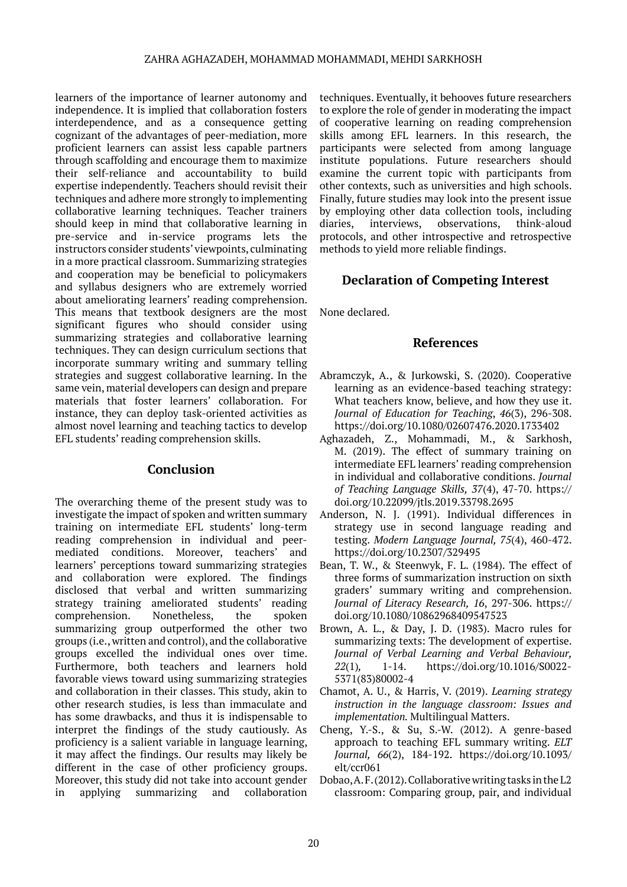learners of the importance of learner autonomy and independence. It is implied that collaboration fosters interdependence, and as a consequence getting cognizant of the advantages of peer-mediation, more proficient learners can assist less capable partners through scaffolding and encourage them to maximize their self-reliance and accountability to build expertise independently. Teachers should revisit their techniques and adhere more strongly to implementing collaborative learning techniques. Teacher trainers should keep in mind that collaborative learning in pre-service and in-service programs lets the instructors consider students' viewpoints, culminating in a more practical classroom. Summarizing strategies and cooperation may be beneficial to policymakers and syllabus designers who are extremely worried about ameliorating learners' reading comprehension. This means that textbook designers are the most significant figures who should consider using summarizing strategies and collaborative learning techniques. They can design curriculum sections that incorporate summary writing and summary telling strategies and suggest collaborative learning. In the same vein, material developers can design and prepare materials that foster learners' collaboration. For instance, they can deploy task-oriented activities as almost novel learning and teaching tactics to develop EFL students' reading comprehension skills.

## Conclusion

The overarching theme of the present study was to investigate the impact of spoken and written summary training on intermediate EFL students' long-term reading comprehension in individual and peer-mediated conditions. Moreover, teachers' and learners' perceptions toward summarizing strategies and collaboration were explored. The findings disclosed that verbal and written summarizing strategy training ameliorated students' reading comprehension. Nonetheless, the spoken summarizing group outperformed the other two groups (i.e., written and control), and the collaborative groups excelled the individual ones over time. Furthermore, both teachers and learners hold favorable views toward using summarizing strategies and collaboration in their classes. This study, akin to other research studies, is less than immaculate and has some drawbacks, and thus it is indispensable to interpret the findings of the study cautiously. As proficiency is a salient variable in language learning, it may affect the findings. Our results may likely be different in the case of other proficiency groups. Moreover, this study did not take into account gender in applying summarizing and collaboration techniques. Eventually, it behooves future researchers to explore the role of gender in moderating the impact of cooperative learning on reading comprehension skills among EFL learners. In this research, the participants were selected from among language institute populations. Future researchers should examine the current topic with participants from other contexts, such as universities and high schools. Finally, future studies may look into the present issue by employing other data collection tools, including diaries, interviews, observations, think-aloud protocols, and other introspective and retrospective methods to yield more reliable findings.

## Declaration of Competing Interest

None declared.

## References

Abramczyk, A., & Jurkowski, S. (2020). Cooperative learning as an evidence-based teaching strategy: What teachers know, believe, and how they use it. *Journal of Education for Teaching*, *46*(3), 296-308. https://doi.org/10.1080/02607476.2020.1733402

Aghazadeh, Z., Mohammadi, M., & Sarkhosh, M. (2019). The effect of summary training on intermediate EFL learners' reading comprehension in individual and collaborative conditions. *Journal of Teaching Language Skills, 37*(4), 47-70. https://doi.org/10.22099/jtls.2019.33798.2695

Anderson, N. J. (1991). Individual differences in strategy use in second language reading and testing. *Modern Language Journal, 75*(4), 460-472. https://doi.org/10.2307/329495

Bean, T. W., & Steenwyk, F. L. (1984). The effect of three forms of summarization instruction on sixth graders' summary writing and comprehension. *Journal of Literacy Research, 16*, 297-306. https://doi.org/10.1080/10862968409547523

Brown, A. L., & Day, J. D. (1983). Macro rules for summarizing texts: The development of expertise. *Journal of Verbal Learning and Verbal Behaviour, 22*(1)*,* 1-14. https://doi.org/10.1016/S0022-5371(83)80002-4

Chamot, A. U., & Harris, V. (2019). *Learning strategy instruction in the language classroom: Issues and implementation.* Multilingual Matters.

Cheng, Y.-S., & Su, S.-W. (2012). A genre-based approach to teaching EFL summary writing. *ELT Journal, 66*(2), 184-192. https://doi.org/10.1093/elt/ccr061

Dobao, A. F. (2012). Collaborative writing tasks in the L2 classroom: Comparing group, pair, and individual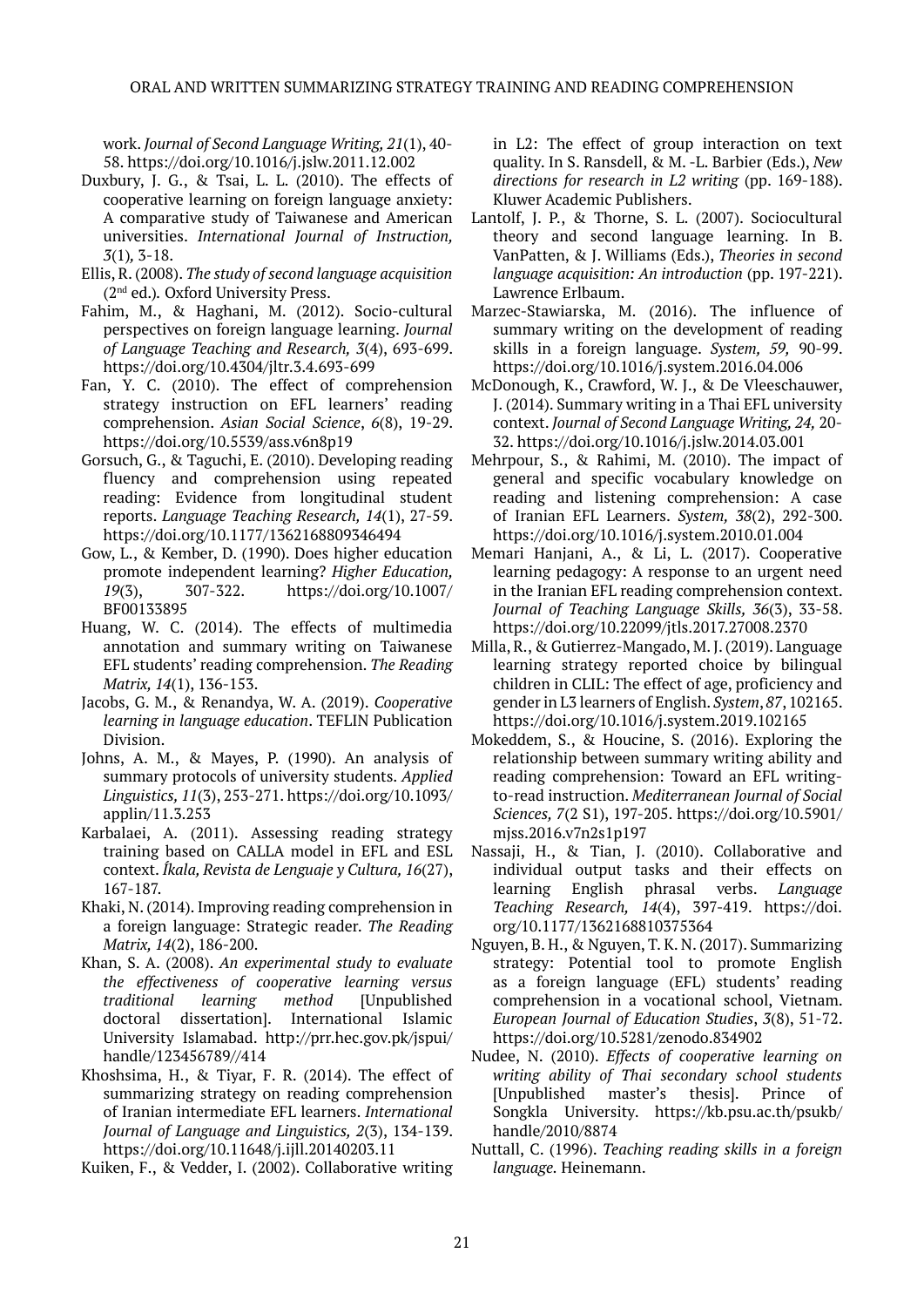work. *Journal of Second Language Writing, 21*(1), 40-58. https://doi.org/10.1016/j.jslw.2011.12.002

Duxbury, J. G., & Tsai, L. L. (2010). The effects of cooperative learning on foreign language anxiety: A comparative study of Taiwanese and American universities. *International Journal of Instruction, 3*(1), 3-18.

Ellis, R. (2008). *The study of second language acquisition* (2nd ed.). Oxford University Press.

Fahim, M., & Haghani, M. (2012). Socio-cultural perspectives on foreign language learning. *Journal of Language Teaching and Research, 3*(4), 693-699. https://doi.org/10.4304/jltr.3.4.693-699

Fan, Y. C. (2010). The effect of comprehension strategy instruction on EFL learners' reading comprehension. *Asian Social Science*, *6*(8), 19-29. https://doi.org/10.5539/ass.v6n8p19

Gorsuch, G., & Taguchi, E. (2010). Developing reading fluency and comprehension using repeated reading: Evidence from longitudinal student reports. *Language Teaching Research, 14*(1), 27-59. https://doi.org/10.1177/1362168809346494

Gow, L., & Kember, D. (1990). Does higher education promote independent learning? *Higher Education, 19*(3), 307-322. https://doi.org/10.1007/BF00133895

Huang, W. C. (2014). The effects of multimedia annotation and summary writing on Taiwanese EFL students' reading comprehension. *The Reading Matrix, 14*(1), 136-153.

Jacobs, G. M., & Renandya, W. A. (2019). *Cooperative learning in language education*. TEFLIN Publication Division.

Johns, A. M., & Mayes, P. (1990). An analysis of summary protocols of university students. *Applied Linguistics, 11*(3), 253-271. https://doi.org/10.1093/applin/11.3.253

Karbalaei, A. (2011). Assessing reading strategy training based on CALLA model in EFL and ESL context. *Íkala, Revista de Lenguaje y Cultura, 16*(27), 167-187.

Khaki, N. (2014). Improving reading comprehension in a foreign language: Strategic reader. *The Reading Matrix, 14*(2), 186-200.

Khan, S. A. (2008). *An experimental study to evaluate the effectiveness of cooperative learning versus traditional learning method* [Unpublished doctoral dissertation]. International Islamic University Islamabad. http://prr.hec.gov.pk/jspui/handle/123456789//414

Khoshsima, H., & Tiyar, F. R. (2014). The effect of summarizing strategy on reading comprehension of Iranian intermediate EFL learners. *International Journal of Language and Linguistics, 2*(3), 134-139. https://doi.org/10.11648/j.ijll.20140203.11

Kuiken, F., & Vedder, I. (2002). Collaborative writing in L2: The effect of group interaction on text quality. In S. Ransdell, & M. -L. Barbier (Eds.), *New directions for research in L2 writing* (pp. 169-188). Kluwer Academic Publishers.

Lantolf, J. P., & Thorne, S. L. (2007). Sociocultural theory and second language learning. In B. VanPatten, & J. Williams (Eds.), *Theories in second language acquisition: An introduction* (pp. 197-221). Lawrence Erlbaum.

Marzec-Stawiarska, M. (2016). The influence of summary writing on the development of reading skills in a foreign language. *System, 59,* 90-99. https://doi.org/10.1016/j.system.2016.04.006

McDonough, K., Crawford, W. J., & De Vleeschauwer, J. (2014). Summary writing in a Thai EFL university context. *Journal of Second Language Writing, 24,* 20-32. https://doi.org/10.1016/j.jslw.2014.03.001

Mehrpour, S., & Rahimi, M. (2010). The impact of general and specific vocabulary knowledge on reading and listening comprehension: A case of Iranian EFL Learners. *System, 38*(2), 292-300. https://doi.org/10.1016/j.system.2010.01.004

Memari Hanjani, A., & Li, L. (2017). Cooperative learning pedagogy: A response to an urgent need in the Iranian EFL reading comprehension context. *Journal of Teaching Language Skills, 36*(3), 33-58. https://doi.org/10.22099/jtls.2017.27008.2370

Milla, R., & Gutierrez-Mangado, M. J. (2019). Language learning strategy reported choice by bilingual children in CLIL: The effect of age, proficiency and gender in L3 learners of English. *System*, *87*, 102165. https://doi.org/10.1016/j.system.2019.102165

Mokeddem, S., & Houcine, S. (2016). Exploring the relationship between summary writing ability and reading comprehension: Toward an EFL writing-to-read instruction. *Mediterranean Journal of Social Sciences, 7*(2 S1), 197-205. https://doi.org/10.5901/mjss.2016.v7n2s1p197

Nassaji, H., & Tian, J. (2010). Collaborative and individual output tasks and their effects on learning English phrasal verbs. *Language Teaching Research, 14*(4), 397-419. https://doi.org/10.1177/1362168810375364

Nguyen, B. H., & Nguyen, T. K. N. (2017). Summarizing strategy: Potential tool to promote English as a foreign language (EFL) students' reading comprehension in a vocational school, Vietnam. *European Journal of Education Studies*, *3*(8), 51-72. https://doi.org/10.5281/zenodo.834902

Nudee, N. (2010). *Effects of cooperative learning on writing ability of Thai secondary school students* [Unpublished master's thesis]. Prince of Songkla University. https://kb.psu.ac.th/psukb/handle/2010/8874

Nuttall, C. (1996). *Teaching reading skills in a foreign language.* Heinemann.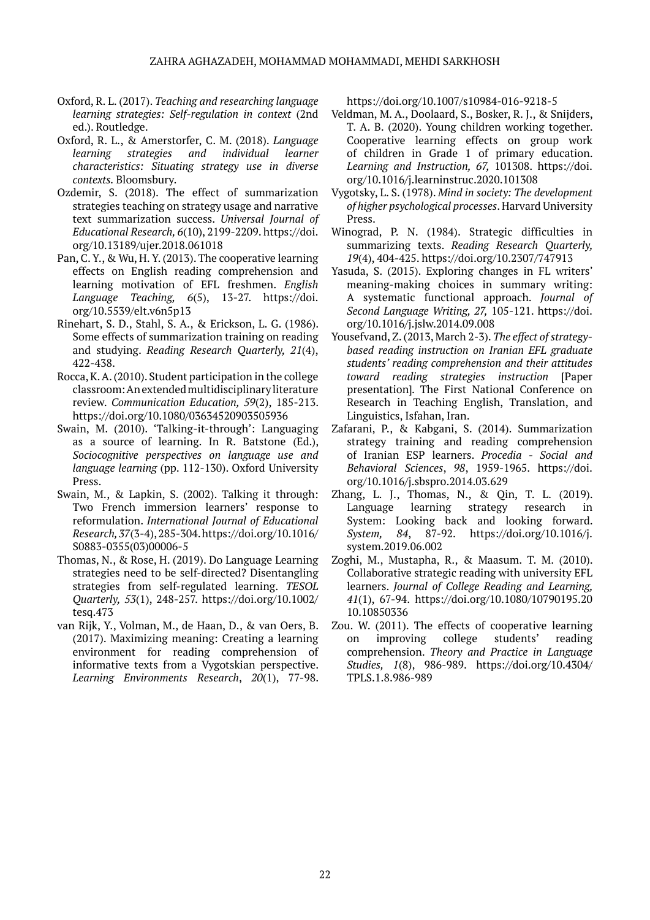Oxford, R. L. (2017). *Teaching and researching language learning strategies: Self-regulation in context* (2nd ed.). Routledge.

Oxford, R. L., & Amerstorfer, C. M. (2018). *Language learning strategies and individual learner characteristics: Situating strategy use in diverse contexts.* Bloomsbury.

Ozdemir, S. (2018). The effect of summarization strategies teaching on strategy usage and narrative text summarization success. *Universal Journal of Educational Research, 6*(10), 2199-2209. https://doi.org/10.13189/ujer.2018.061018

Pan, C. Y., & Wu, H. Y. (2013). The cooperative learning effects on English reading comprehension and learning motivation of EFL freshmen. *English Language Teaching, 6*(5), 13-27. https://doi.org/10.5539/elt.v6n5p13

Rinehart, S. D., Stahl, S. A., & Erickson, L. G. (1986). Some effects of summarization training on reading and studying. *Reading Research Quarterly, 21*(4), 422-438.

Rocca, K. A. (2010). Student participation in the college classroom: An extended multidisciplinary literature review. *Communication Education, 59*(2), 185-213. https://doi.org/10.1080/03634520903505936

Swain, M. (2010). 'Talking-it-through': Languaging as a source of learning. In R. Batstone (Ed.), *Sociocognitive perspectives on language use and language learning* (pp. 112-130). Oxford University Press.

Swain, M., & Lapkin, S. (2002). Talking it through: Two French immersion learners' response to reformulation. *International Journal of Educational Research, 37*(3-4), 285-304. https://doi.org/10.1016/S0883-0355(03)00006-5

Thomas, N., & Rose, H. (2019). Do Language Learning strategies need to be self-directed? Disentangling strategies from self-regulated learning. *TESOL Quarterly, 53*(1), 248-257. https://doi.org/10.1002/tesq.473

van Rijk, Y., Volman, M., de Haan, D., & van Oers, B. (2017). Maximizing meaning: Creating a learning environment for reading comprehension of informative texts from a Vygotskian perspective. *Learning Environments Research*, *20*(1), 77-98. https://doi.org/10.1007/s10984-016-9218-5

Veldman, M. A., Doolaard, S., Bosker, R. J., & Snijders, T. A. B. (2020). Young children working together. Cooperative learning effects on group work of children in Grade 1 of primary education. *Learning and Instruction, 67,* 101308. https://doi.org/10.1016/j.learninstruc.2020.101308

Vygotsky, L. S. (1978). *Mind in society: The development of higher psychological processes*. Harvard University Press.

Winograd, P. N. (1984). Strategic difficulties in summarizing texts. *Reading Research Quarterly, 19*(4), 404-425. https://doi.org/10.2307/747913

Yasuda, S. (2015). Exploring changes in FL writers' meaning-making choices in summary writing: A systematic functional approach. *Journal of Second Language Writing, 27,* 105-121. https://doi.org/10.1016/j.jslw.2014.09.008

Yousefvand, Z. (2013, March 2-3). *The effect of strategy-based reading instruction on Iranian EFL graduate students' reading comprehension and their attitudes toward reading strategies instruction* [Paper presentation]. The First National Conference on Research in Teaching English, Translation, and Linguistics, Isfahan, Iran.

Zafarani, P., & Kabgani, S. (2014). Summarization strategy training and reading comprehension of Iranian ESP learners. *Procedia - Social and Behavioral Sciences*, *98*, 1959-1965. https://doi.org/10.1016/j.sbspro.2014.03.629

Zhang, L. J., Thomas, N., & Qin, T. L. (2019). Language learning strategy research in System: Looking back and looking forward. *System, 84*, 87-92. https://doi.org/10.1016/j.system.2019.06.002

Zoghi, M., Mustapha, R., & Maasum. T. M. (2010). Collaborative strategic reading with university EFL learners. *Journal of College Reading and Learning, 41*(1), 67-94. https://doi.org/10.1080/10790195.2010.10850336

Zou. W. (2011). The effects of cooperative learning on improving college students' reading comprehension. *Theory and Practice in Language Studies, 1*(8), 986-989. https://doi.org/10.4304/TPLS.1.8.986-989